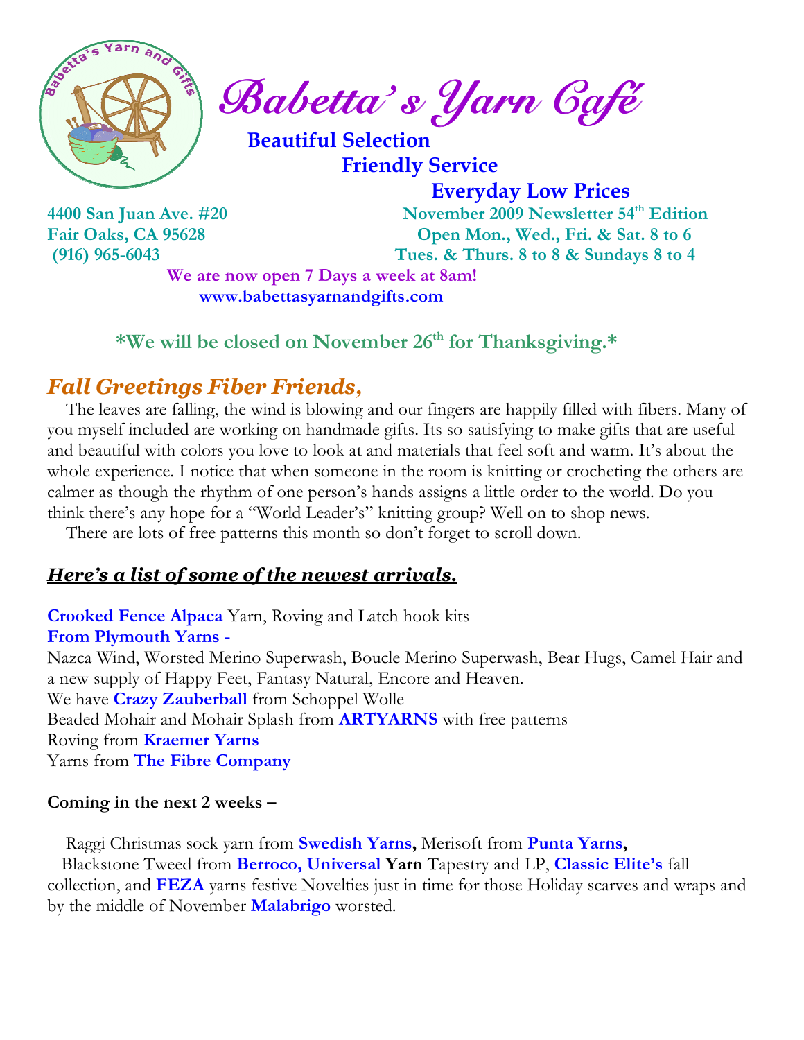# Babetta's Yarn Café

**Beautiful Selection**
**Friendly Service**
**Everyday Low Prices**

**4400 San Juan Ave. #20**
**Fair Oaks, CA 95628**
**(916) 965-6043**

**November 2009 Newsletter 54th Edition**
**Open Mon., Wed., Fri. & Sat. 8 to 6**
**Tues. & Thurs. 8 to 8 & Sundays 8 to 4**

**We are now open 7 Days a week at 8am!**
**www.babettasyarnandgifts.com**

**\*We will be closed on November 26th for Thanksgiving.\***

## *Fall Greetings Fiber Friends,*

The leaves are falling, the wind is blowing and our fingers are happily filled with fibers. Many of you myself included are working on handmade gifts. Its so satisfying to make gifts that are useful and beautiful with colors you love to look at and materials that feel soft and warm. It's about the whole experience. I notice that when someone in the room is knitting or crocheting the others are calmer as though the rhythm of one person's hands assigns a little order to the world. Do you think there's any hope for a "World Leader's" knitting group? Well on to shop news.

There are lots of free patterns this month so don't forget to scroll down.

## ***Here's a list of some of the newest arrivals.***

**Crooked Fence Alpaca** Yarn, Roving and Latch hook kits
**From Plymouth Yarns -**
Nazca Wind, Worsted Merino Superwash, Boucle Merino Superwash, Bear Hugs, Camel Hair and a new supply of Happy Feet, Fantasy Natural, Encore and Heaven.
We have **Crazy Zauberball** from Schoppel Wolle
Beaded Mohair and Mohair Splash from **ARTYARNS** with free patterns
Roving from **Kraemer Yarns**
Yarns from **The Fibre Company**

**Coming in the next 2 weeks –**

Raggi Christmas sock yarn from **Swedish Yarns,** Merisoft from **Punta Yarns,** Blackstone Tweed from **Berroco, Universal Yarn** Tapestry and LP, **Classic Elite's** fall collection, and **FEZA** yarns festive Novelties just in time for those Holiday scarves and wraps and by the middle of November **Malabrigo** worsted.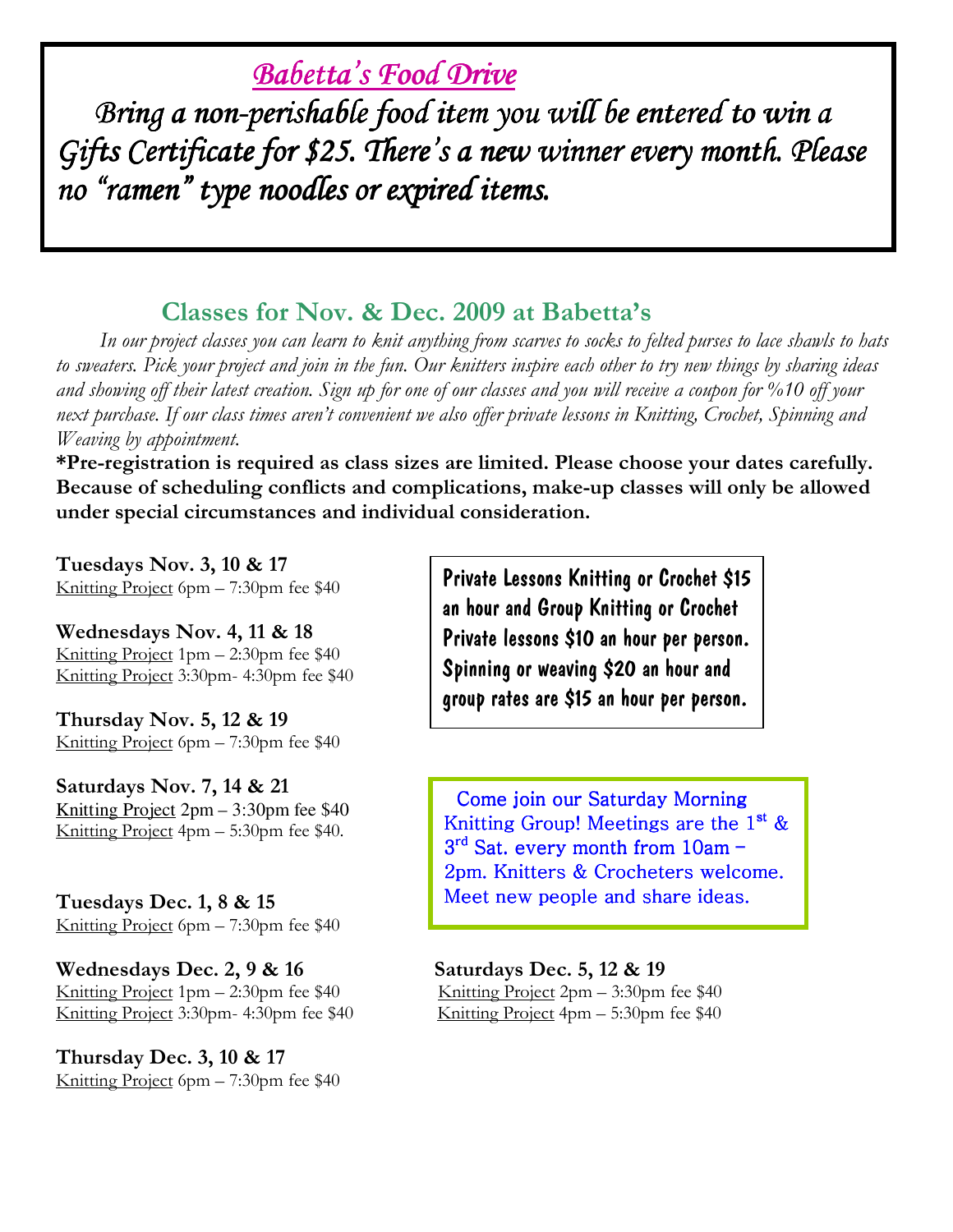## *Babetta's Food Drive*

*Bring a non-perishable food item you will be entered to win a Gifts Certificate for $25. There's a new winner every month. Please no "ramen" type noodles or expired items.*

## Classes for Nov. & Dec. 2009 at Babetta's

*In our project classes you can learn to knit anything from scarves to socks to felted purses to lace shawls to hats to sweaters. Pick your project and join in the fun. Our knitters inspire each other to try new things by sharing ideas and showing off their latest creation. Sign up for one of our classes and you will receive a coupon for %10 off your next purchase. If our class times aren't convenient we also offer private lessons in Knitting, Crochet, Spinning and Weaving by appointment.*

**\*Pre-registration is required as class sizes are limited. Please choose your dates carefully. Because of scheduling conflicts and complications, make-up classes will only be allowed under special circumstances and individual consideration.**

**Tuesdays Nov. 3, 10 & 17**
Knitting Project 6pm – 7:30pm fee $40

**Wednesdays Nov. 4, 11 & 18**
Knitting Project 1pm – 2:30pm fee $40
Knitting Project 3:30pm- 4:30pm fee $40

**Thursday Nov. 5, 12 & 19**
Knitting Project 6pm – 7:30pm fee $40

**Saturdays Nov. 7, 14 & 21**
Knitting Project 2pm – 3:30pm fee $40
Knitting Project 4pm – 5:30pm fee $40.

**Tuesdays Dec. 1, 8 & 15**
Knitting Project 6pm – 7:30pm fee $40

**Wednesdays Dec. 2, 9 & 16**
Knitting Project 1pm – 2:30pm fee $40
Knitting Project 3:30pm- 4:30pm fee $40

**Thursday Dec. 3, 10 & 17**
Knitting Project 6pm – 7:30pm fee $40

**Saturdays Dec. 5, 12 & 19**
Knitting Project 2pm – 3:30pm fee $40
Knitting Project 4pm – 5:30pm fee $40

Private Lessons Knitting or Crochet $15 an hour and Group Knitting or Crochet Private lessons $10 an hour per person. Spinning or weaving $20 an hour and group rates are $15 an hour per person.

Come join our Saturday Morning Knitting Group! Meetings are the 1st & 3rd Sat. every month from 10am – 2pm. Knitters & Crocheters welcome. Meet new people and share ideas.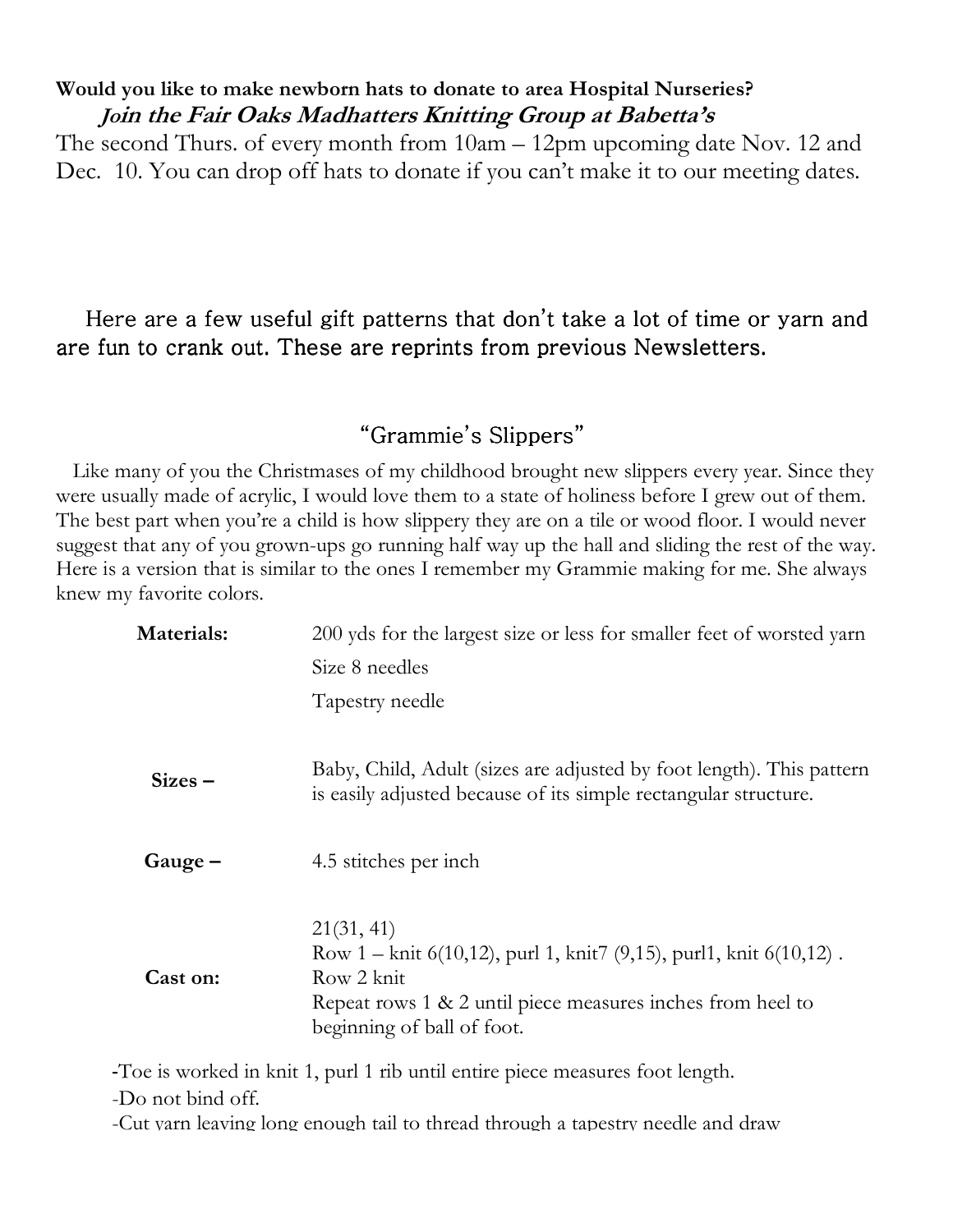**Would you like to make newborn hats to donate to area Hospital Nurseries?**

***Join the Fair Oaks Madhatters Knitting Group at Babetta's***

The second Thurs. of every month from 10am – 12pm upcoming date Nov. 12 and Dec. 10. You can drop off hats to donate if you can't make it to our meeting dates.

Here are a few useful gift patterns that don't take a lot of time or yarn and are fun to crank out. These are reprints from previous Newsletters.

## "Grammie's Slippers"

Like many of you the Christmases of my childhood brought new slippers every year. Since they were usually made of acrylic, I would love them to a state of holiness before I grew out of them. The best part when you're a child is how slippery they are on a tile or wood floor. I would never suggest that any of you grown-ups go running half way up the hall and sliding the rest of the way. Here is a version that is similar to the ones I remember my Grammie making for me. She always knew my favorite colors.

**Materials:** 200 yds for the largest size or less for smaller feet of worsted yarn
Size 8 needles
Tapestry needle

**Sizes –** Baby, Child, Adult (sizes are adjusted by foot length). This pattern is easily adjusted because of its simple rectangular structure.

**Gauge –** 4.5 stitches per inch

**Cast on:** 21(31, 41)
Row 1 – knit 6(10,12), purl 1, knit7 (9,15), purl1, knit 6(10,12) .
Row 2 knit
Repeat rows 1 & 2 until piece measures inches from heel to beginning of ball of foot.

-Toe is worked in knit 1, purl 1 rib until entire piece measures foot length.

-Do not bind off.

-Cut yarn leaving long enough tail to thread through a tapestry needle and draw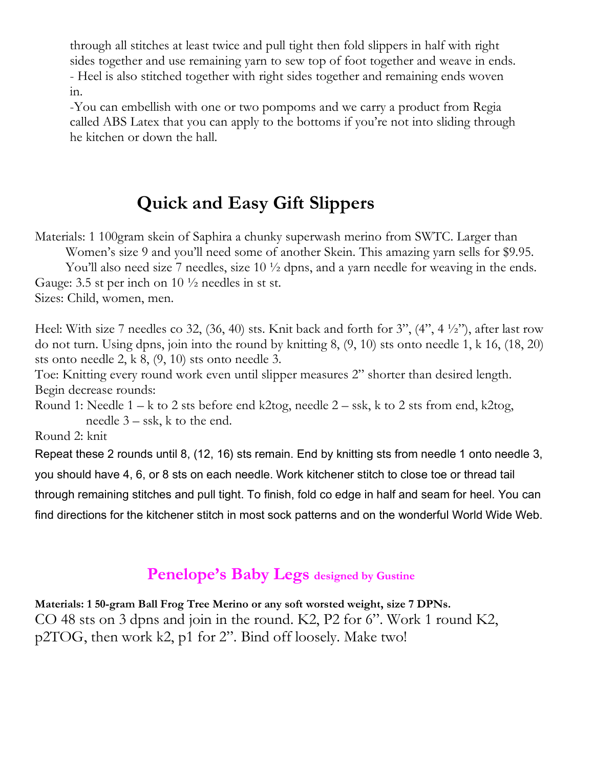through all stitches at least twice and pull tight then fold slippers in half with right sides together and use remaining yarn to sew top of foot together and weave in ends.

- Heel is also stitched together with right sides together and remaining ends woven in.

-You can embellish with one or two pompoms and we carry a product from Regia called ABS Latex that you can apply to the bottoms if you're not into sliding through he kitchen or down the hall.

## Quick and Easy Gift Slippers

Materials: 1 100gram skein of Saphira a chunky superwash merino from SWTC. Larger than Women's size 9 and you'll need some of another Skein. This amazing yarn sells for $9.95. You'll also need size 7 needles, size 10 ½ dpns, and a yarn needle for weaving in the ends.

Gauge: 3.5 st per inch on 10 ½ needles in st st.

Sizes: Child, women, men.

Heel: With size 7 needles co 32, (36, 40) sts. Knit back and forth for 3", (4", 4 ½"), after last row do not turn. Using dpns, join into the round by knitting 8, (9, 10) sts onto needle 1, k 16, (18, 20) sts onto needle 2, k 8, (9, 10) sts onto needle 3.

Toe: Knitting every round work even until slipper measures 2" shorter than desired length. Begin decrease rounds:

Round 1: Needle 1 – k to 2 sts before end k2tog, needle 2 – ssk, k to 2 sts from end, k2tog, needle 3 – ssk, k to the end.

Round 2: knit

Repeat these 2 rounds until 8, (12, 16) sts remain. End by knitting sts from needle 1 onto needle 3, you should have 4, 6, or 8 sts on each needle. Work kitchener stitch to close toe or thread tail through remaining stitches and pull tight. To finish, fold co edge in half and seam for heel. You can find directions for the kitchener stitch in most sock patterns and on the wonderful World Wide Web.

## Penelope's Baby Legs designed by Gustine

**Materials: 1 50-gram Ball Frog Tree Merino or any soft worsted weight, size 7 DPNs.**

CO 48 sts on 3 dpns and join in the round. K2, P2 for 6". Work 1 round K2, p2TOG, then work k2, p1 for 2". Bind off loosely. Make two!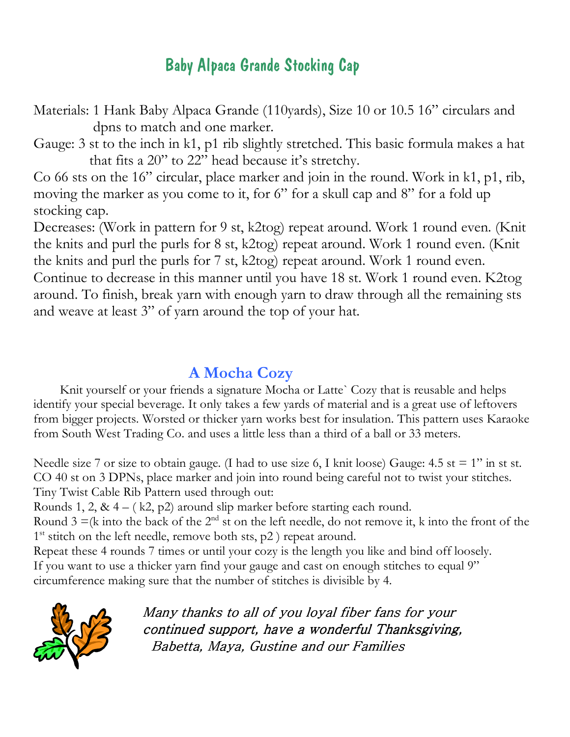## Baby Alpaca Grande Stocking Cap

Materials: 1 Hank Baby Alpaca Grande (110yards), Size 10 or 10.5 16" circulars and dpns to match and one marker.

Gauge: 3 st to the inch in k1, p1 rib slightly stretched. This basic formula makes a hat that fits a 20" to 22" head because it's stretchy.

Co 66 sts on the 16" circular, place marker and join in the round. Work in k1, p1, rib, moving the marker as you come to it, for 6" for a skull cap and 8" for a fold up stocking cap.

Decreases: (Work in pattern for 9 st, k2tog) repeat around. Work 1 round even. (Knit the knits and purl the purls for 8 st, k2tog) repeat around. Work 1 round even. (Knit the knits and purl the purls for 7 st, k2tog) repeat around. Work 1 round even. Continue to decrease in this manner until you have 18 st. Work 1 round even. K2tog around. To finish, break yarn with enough yarn to draw through all the remaining sts and weave at least 3" of yarn around the top of your hat.

## A Mocha Cozy

Knit yourself or your friends a signature Mocha or Latte` Cozy that is reusable and helps identify your special beverage. It only takes a few yards of material and is a great use of leftovers from bigger projects. Worsted or thicker yarn works best for insulation. This pattern uses Karaoke from South West Trading Co. and uses a little less than a third of a ball or 33 meters.

Needle size 7 or size to obtain gauge. (I had to use size 6, I knit loose) Gauge: 4.5 st = 1" in st st.
CO 40 st on 3 DPNs, place marker and join into round being careful not to twist your stitches.
Tiny Twist Cable Rib Pattern used through out:
Rounds 1, 2, & 4 – ( k2, p2) around slip marker before starting each round.
Round 3 =(k into the back of the 2nd st on the left needle, do not remove it, k into the front of the 1st stitch on the left needle, remove both sts, p2 ) repeat around.
Repeat these 4 rounds 7 times or until your cozy is the length you like and bind off loosely.
If you want to use a thicker yarn find your gauge and cast on enough stitches to equal 9" circumference making sure that the number of stitches is divisible by 4.

*Many thanks to all of you loyal fiber fans for your continued support, have a wonderful Thanksgiving,*
*Babetta, Maya, Gustine and our Families*